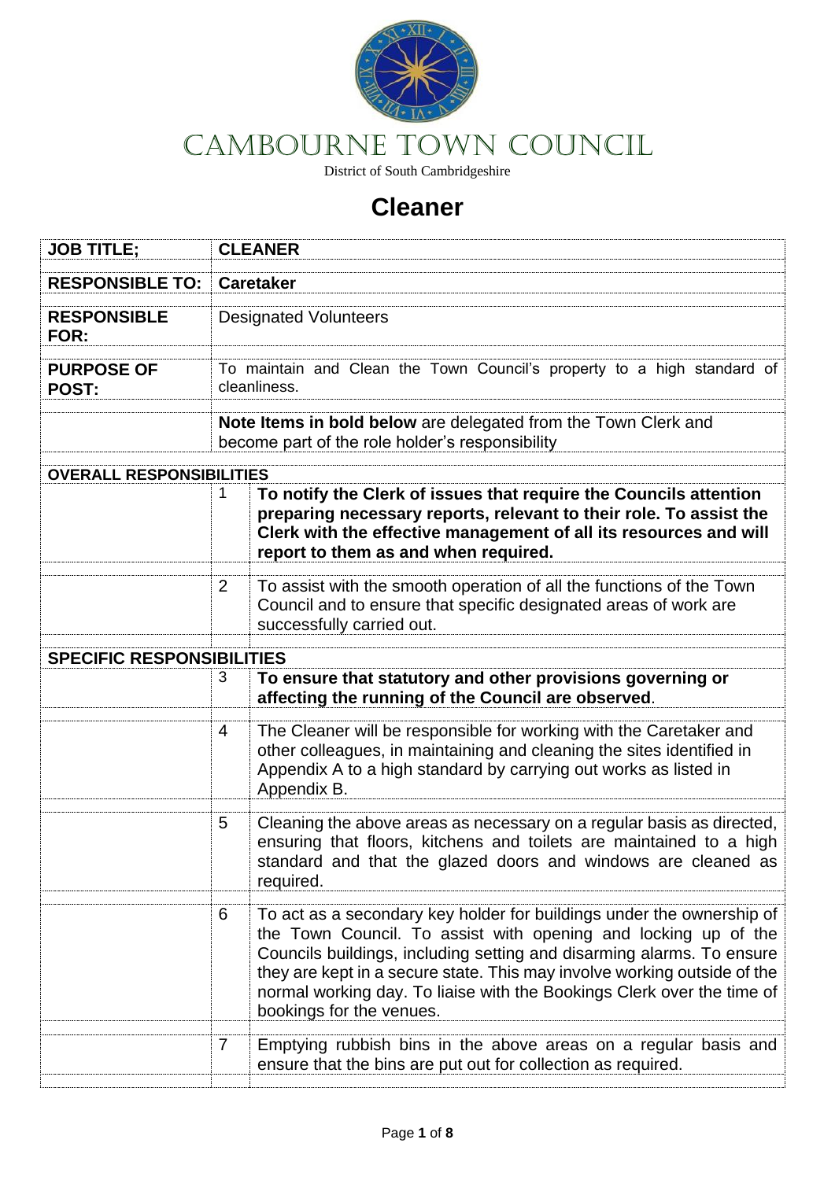# CAMBOURNE TOWN COUNCIL

District of South Cambridgeshire

## Cleaner

| | | |
|---|---|---|
| **JOB TITLE;** | **CLEANER** | |
| **RESPONSIBLE TO:** | **Caretaker** | |
| **RESPONSIBLE FOR:** | Designated Volunteers | |
| **PURPOSE OF POST:** | To maintain and Clean the Town Council's property to a high standard of cleanliness. | |
| | **Note Items in bold below** are delegated from the Town Clerk and become part of the role holder's responsibility | |
| **OVERALL RESPONSIBILITIES** | | |
| | 1 | **To notify the Clerk of issues that require the Councils attention preparing necessary reports, relevant to their role. To assist the Clerk with the effective management of all its resources and will report to them as and when required.** |
| | 2 | To assist with the smooth operation of all the functions of the Town Council and to ensure that specific designated areas of work are successfully carried out. |
| **SPECIFIC RESPONSIBILITIES** | | |
| | 3 | **To ensure that statutory and other provisions governing or affecting the running of the Council are observed**. |
| | 4 | The Cleaner will be responsible for working with the Caretaker and other colleagues, in maintaining and cleaning the sites identified in Appendix A to a high standard by carrying out works as listed in Appendix B. |
| | 5 | Cleaning the above areas as necessary on a regular basis as directed, ensuring that floors, kitchens and toilets are maintained to a high standard and that the glazed doors and windows are cleaned as required. |
| | 6 | To act as a secondary key holder for buildings under the ownership of the Town Council. To assist with opening and locking up of the Councils buildings, including setting and disarming alarms. To ensure they are kept in a secure state. This may involve working outside of the normal working day. To liaise with the Bookings Clerk over the time of bookings for the venues. |
| | 7 | Emptying rubbish bins in the above areas on a regular basis and ensure that the bins are put out for collection as required. |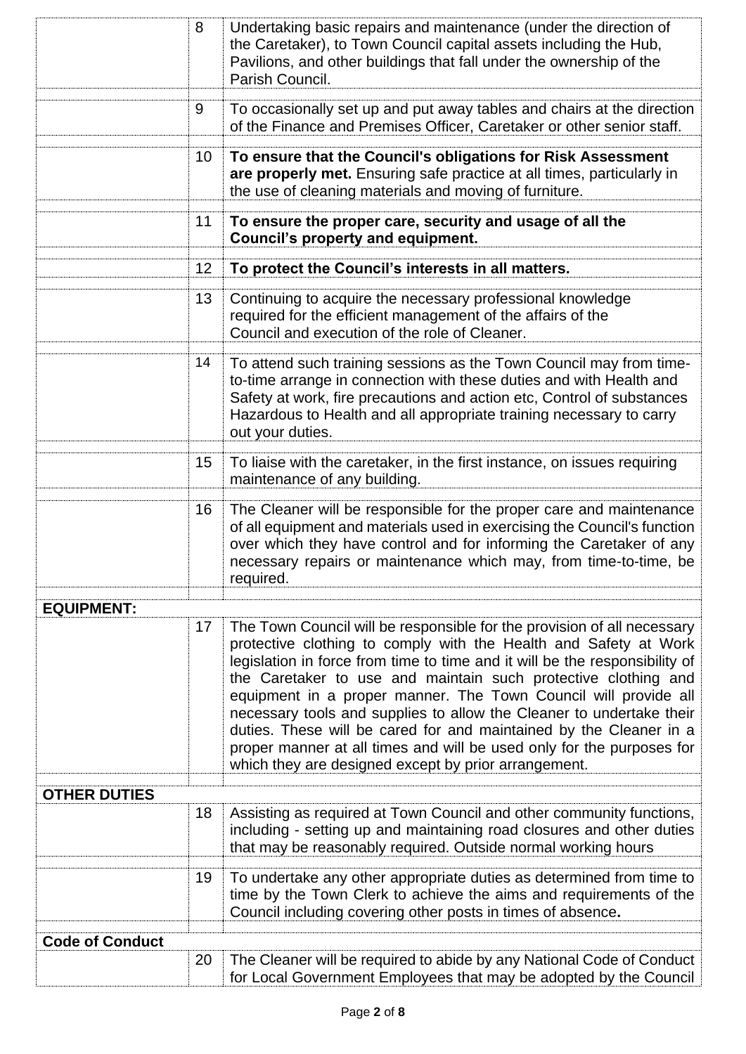| | | |
|---|---|---|
| | 8 | Undertaking basic repairs and maintenance (under the direction of the Caretaker), to Town Council capital assets including the Hub, Pavilions, and other buildings that fall under the ownership of the Parish Council. |
| | 9 | To occasionally set up and put away tables and chairs at the direction of the Finance and Premises Officer, Caretaker or other senior staff. |
| | 10 | **To ensure that the Council's obligations for Risk Assessment are properly met.** Ensuring safe practice at all times, particularly in the use of cleaning materials and moving of furniture. |
| | 11 | **To ensure the proper care, security and usage of all the Council's property and equipment.** |
| | 12 | **To protect the Council's interests in all matters.** |
| | 13 | Continuing to acquire the necessary professional knowledge required for the efficient management of the affairs of the Council and execution of the role of Cleaner. |
| | 14 | To attend such training sessions as the Town Council may from time-to-time arrange in connection with these duties and with Health and Safety at work, fire precautions and action etc, Control of substances Hazardous to Health and all appropriate training necessary to carry out your duties. |
| | 15 | To liaise with the caretaker, in the first instance, on issues requiring maintenance of any building. |
| | 16 | The Cleaner will be responsible for the proper care and maintenance of all equipment and materials used in exercising the Council's function over which they have control and for informing the Caretaker of any necessary repairs or maintenance which may, from time-to-time, be required. |
| **EQUIPMENT:** | | |
| | 17 | The Town Council will be responsible for the provision of all necessary protective clothing to comply with the Health and Safety at Work legislation in force from time to time and it will be the responsibility of the Caretaker to use and maintain such protective clothing and equipment in a proper manner. The Town Council will provide all necessary tools and supplies to allow the Cleaner to undertake their duties. These will be cared for and maintained by the Cleaner in a proper manner at all times and will be used only for the purposes for which they are designed except by prior arrangement. |
| **OTHER DUTIES** | | |
| | 18 | Assisting as required at Town Council and other community functions, including - setting up and maintaining road closures and other duties that may be reasonably required. Outside normal working hours |
| | 19 | To undertake any other appropriate duties as determined from time to time by the Town Clerk to achieve the aims and requirements of the Council including covering other posts in times of absence**.** |
| **Code of Conduct** | | |
| | 20 | The Cleaner will be required to abide by any National Code of Conduct for Local Government Employees that may be adopted by the Council |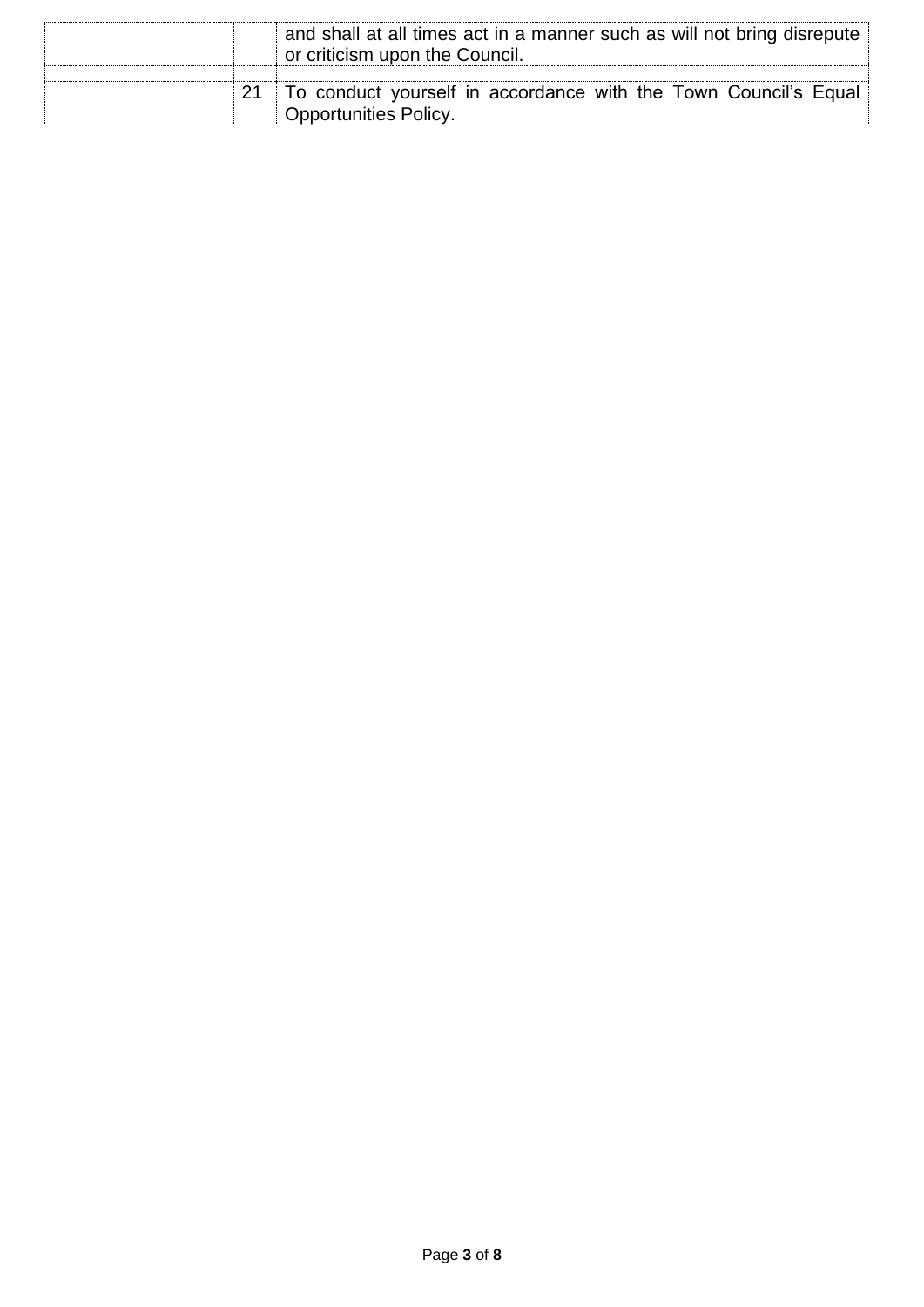| | | |
|---|---|---|
| | | and shall at all times act in a manner such as will not bring disrepute or criticism upon the Council. |
| | | |
| | 21 | To conduct yourself in accordance with the Town Council's Equal Opportunities Policy. |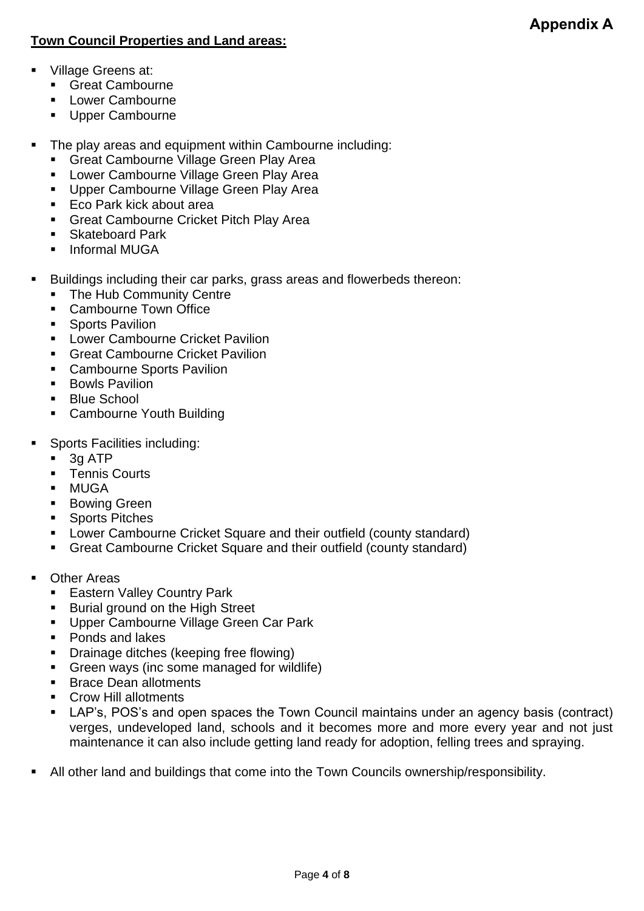**Appendix A**

**Town Council Properties and Land areas:**

- Village Greens at:
  - Great Cambourne
  - Lower Cambourne
  - Upper Cambourne

- The play areas and equipment within Cambourne including:
  - Great Cambourne Village Green Play Area
  - Lower Cambourne Village Green Play Area
  - Upper Cambourne Village Green Play Area
  - Eco Park kick about area
  - Great Cambourne Cricket Pitch Play Area
  - Skateboard Park
  - Informal MUGA

- Buildings including their car parks, grass areas and flowerbeds thereon:
  - The Hub Community Centre
  - Cambourne Town Office
  - Sports Pavilion
  - Lower Cambourne Cricket Pavilion
  - Great Cambourne Cricket Pavilion
  - Cambourne Sports Pavilion
  - Bowls Pavilion
  - Blue School
  - Cambourne Youth Building

- Sports Facilities including:
  - 3g ATP
  - Tennis Courts
  - MUGA
  - Bowing Green
  - Sports Pitches
  - Lower Cambourne Cricket Square and their outfield (county standard)
  - Great Cambourne Cricket Square and their outfield (county standard)

- Other Areas
  - Eastern Valley Country Park
  - Burial ground on the High Street
  - Upper Cambourne Village Green Car Park
  - Ponds and lakes
  - Drainage ditches (keeping free flowing)
  - Green ways (inc some managed for wildlife)
  - Brace Dean allotments
  - Crow Hill allotments
  - LAP's, POS's and open spaces the Town Council maintains under an agency basis (contract) verges, undeveloped land, schools and it becomes more and more every year and not just maintenance it can also include getting land ready for adoption, felling trees and spraying.

- All other land and buildings that come into the Town Councils ownership/responsibility.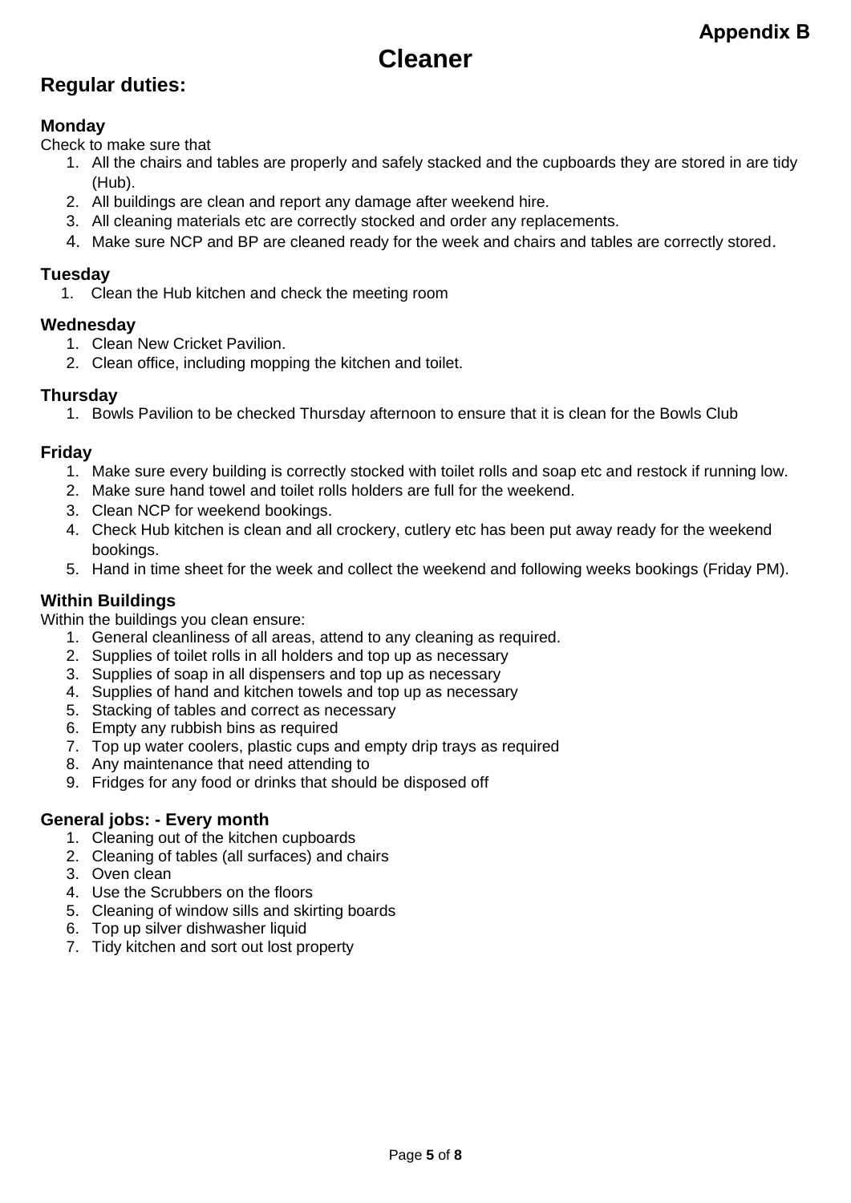**Appendix B**

# Cleaner

## Regular duties:

### Monday

Check to make sure that

1. All the chairs and tables are properly and safely stacked and the cupboards they are stored in are tidy (Hub).
2. All buildings are clean and report any damage after weekend hire.
3. All cleaning materials etc are correctly stocked and order any replacements.
4. Make sure NCP and BP are cleaned ready for the week and chairs and tables are correctly stored.

### Tuesday

1. Clean the Hub kitchen and check the meeting room

### Wednesday

1. Clean New Cricket Pavilion.
2. Clean office, including mopping the kitchen and toilet.

### Thursday

1. Bowls Pavilion to be checked Thursday afternoon to ensure that it is clean for the Bowls Club

### Friday

1. Make sure every building is correctly stocked with toilet rolls and soap etc and restock if running low.
2. Make sure hand towel and toilet rolls holders are full for the weekend.
3. Clean NCP for weekend bookings.
4. Check Hub kitchen is clean and all crockery, cutlery etc has been put away ready for the weekend bookings.
5. Hand in time sheet for the week and collect the weekend and following weeks bookings (Friday PM).

### Within Buildings

Within the buildings you clean ensure:

1. General cleanliness of all areas, attend to any cleaning as required.
2. Supplies of toilet rolls in all holders and top up as necessary
3. Supplies of soap in all dispensers and top up as necessary
4. Supplies of hand and kitchen towels and top up as necessary
5. Stacking of tables and correct as necessary
6. Empty any rubbish bins as required
7. Top up water coolers, plastic cups and empty drip trays as required
8. Any maintenance that need attending to
9. Fridges for any food or drinks that should be disposed off

### General jobs: - Every month

1. Cleaning out of the kitchen cupboards
2. Cleaning of tables (all surfaces) and chairs
3. Oven clean
4. Use the Scrubbers on the floors
5. Cleaning of window sills and skirting boards
6. Top up silver dishwasher liquid
7. Tidy kitchen and sort out lost property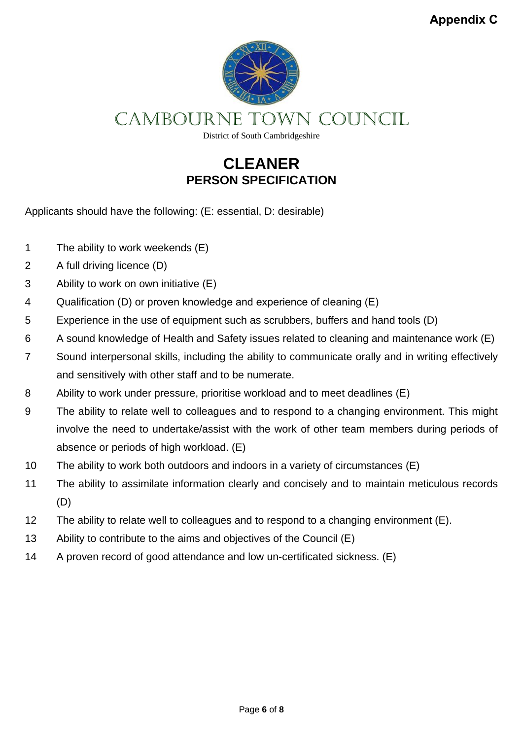**Appendix C**

CAMBOURNE TOWN COUNCIL

District of South Cambridgeshire

# CLEANER
## PERSON SPECIFICATION

Applicants should have the following: (E: essential, D: desirable)

1. The ability to work weekends (E)
2. A full driving licence (D)
3. Ability to work on own initiative (E)
4. Qualification (D) or proven knowledge and experience of cleaning (E)
5. Experience in the use of equipment such as scrubbers, buffers and hand tools (D)
6. A sound knowledge of Health and Safety issues related to cleaning and maintenance work (E)
7. Sound interpersonal skills, including the ability to communicate orally and in writing effectively and sensitively with other staff and to be numerate.
8. Ability to work under pressure, prioritise workload and to meet deadlines (E)
9. The ability to relate well to colleagues and to respond to a changing environment. This might involve the need to undertake/assist with the work of other team members during periods of absence or periods of high workload. (E)
10. The ability to work both outdoors and indoors in a variety of circumstances (E)
11. The ability to assimilate information clearly and concisely and to maintain meticulous records (D)
12. The ability to relate well to colleagues and to respond to a changing environment (E).
13. Ability to contribute to the aims and objectives of the Council (E)
14. A proven record of good attendance and low un-certificated sickness. (E)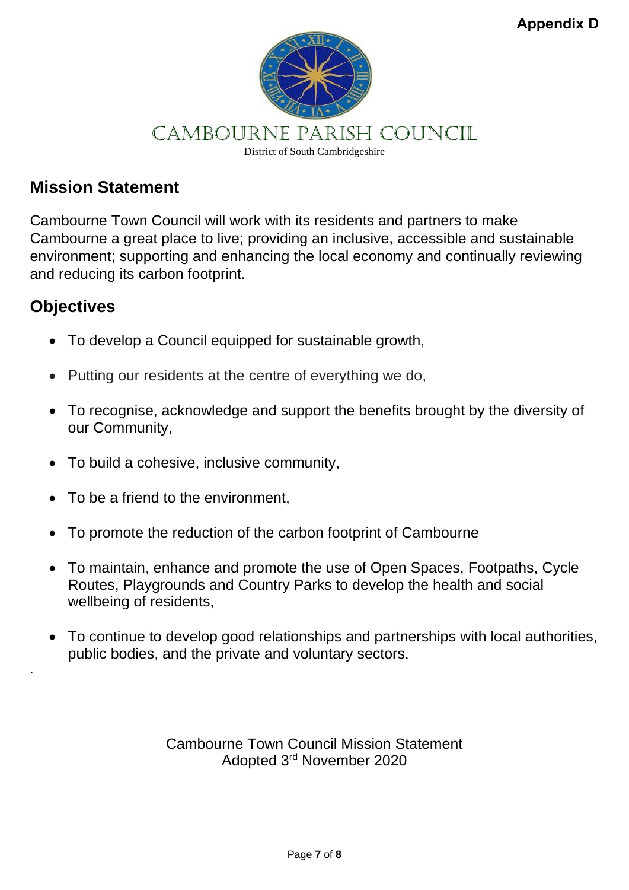**Appendix D**

CAMBOURNE PARISH COUNCIL

District of South Cambridgeshire

## Mission Statement

Cambourne Town Council will work with its residents and partners to make Cambourne a great place to live; providing an inclusive, accessible and sustainable environment; supporting and enhancing the local economy and continually reviewing and reducing its carbon footprint.

## Objectives

- To develop a Council equipped for sustainable growth,
- Putting our residents at the centre of everything we do,
- To recognise, acknowledge and support the benefits brought by the diversity of our Community,
- To build a cohesive, inclusive community,
- To be a friend to the environment,
- To promote the reduction of the carbon footprint of Cambourne
- To maintain, enhance and promote the use of Open Spaces, Footpaths, Cycle Routes, Playgrounds and Country Parks to develop the health and social wellbeing of residents,
- To continue to develop good relationships and partnerships with local authorities, public bodies, and the private and voluntary sectors.

Cambourne Town Council Mission Statement
Adopted 3rd November 2020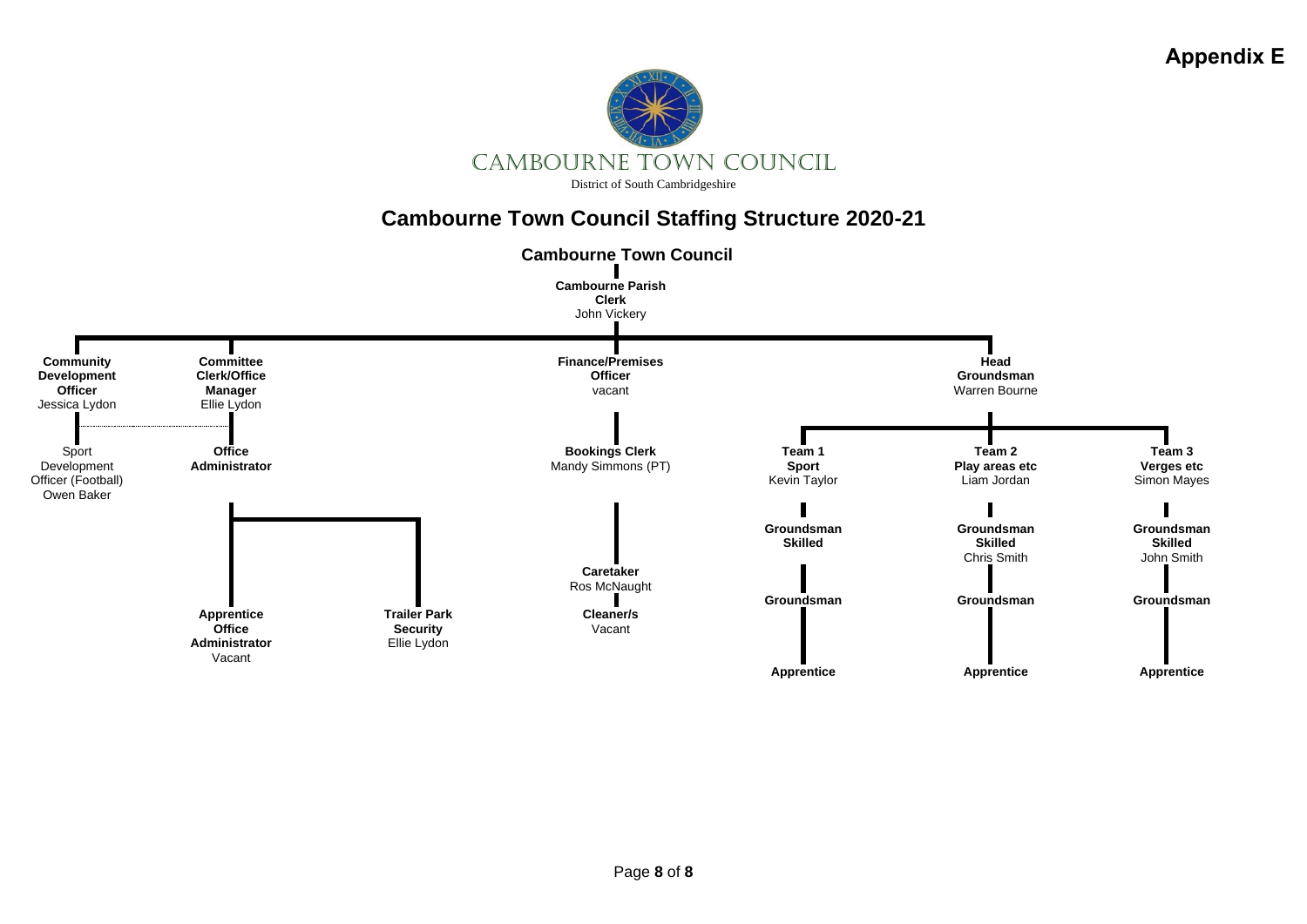**Appendix E**

CAMBOURNE TOWN COUNCIL

District of South Cambridgeshire

# Cambourne Town Council Staffing Structure 2020-21

**Cambourne Town Council**

**Cambourne Parish Clerk**
John Vickery

**Community Development Officer**
Jessica Lydon

Sport Development Officer (Football)
Owen Baker

**Committee Clerk/Office Manager**
Ellie Lydon

**Office Administrator**

**Apprentice Office Administrator**
Vacant

**Trailer Park Security**
Ellie Lydon

**Finance/Premises Officer**
vacant

**Bookings Clerk**
Mandy Simmons (PT)

**Caretaker**
Ros McNaught

**Cleaner/s**
Vacant

**Head Groundsman**
Warren Bourne

**Team 1 Sport**
Kevin Taylor

**Groundsman Skilled**

**Groundsman**

**Apprentice**

**Team 2 Play areas etc**
Liam Jordan

**Groundsman Skilled**
Chris Smith

**Groundsman**

**Apprentice**

**Team 3 Verges etc**
Simon Mayes

**Groundsman Skilled**
John Smith

**Groundsman**

**Apprentice**